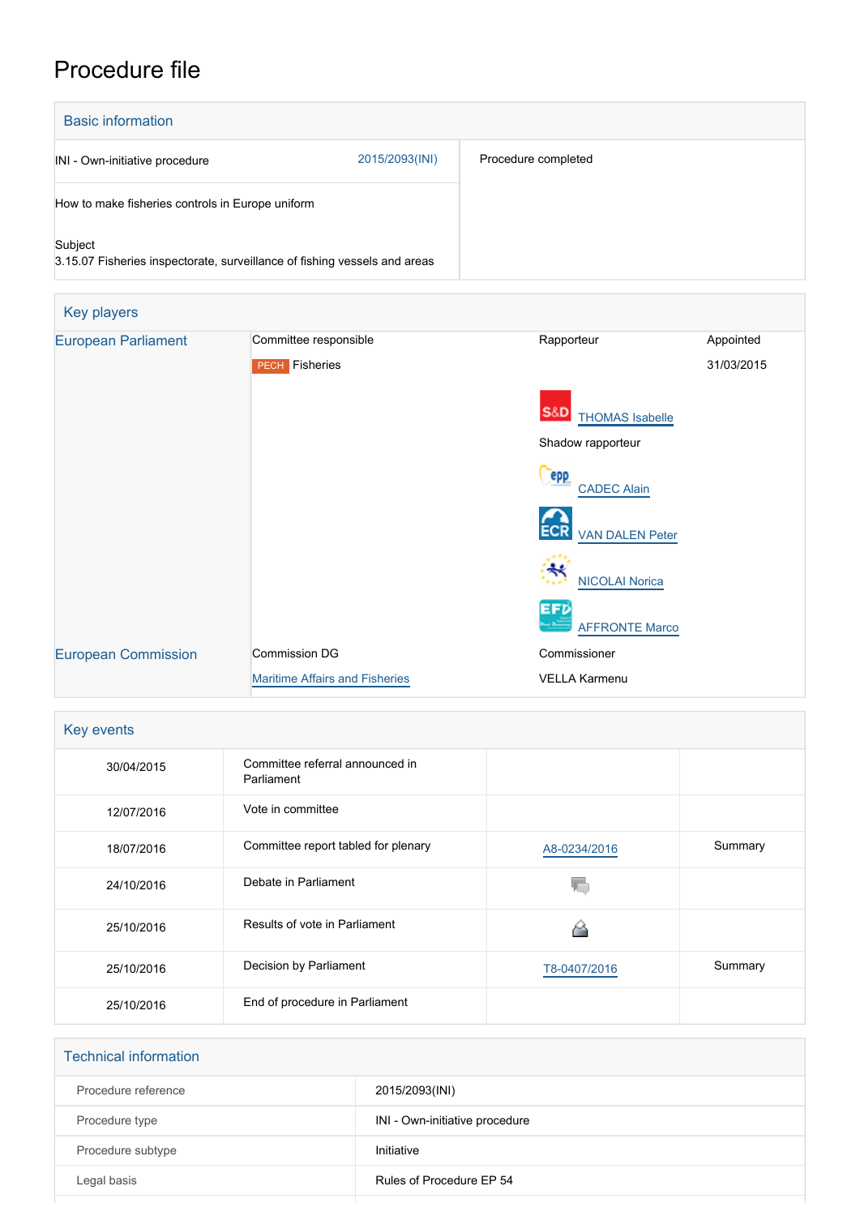# Procedure file

## Basic information

| | |
|---|---|
| INI - Own-initiative procedure 2015/2093(INI) | Procedure completed |
| How to make fisheries controls in Europe uniform | |
| Subject<br>3.15.07 Fisheries inspectorate, surveillance of fishing vessels and areas | |

## Key players

| | | | |
|---|---|---|---|
| European Parliament | Committee responsible | Rapporteur | Appointed |
| | PECH Fisheries | | 31/03/2015 |
| | | S&D THOMAS Isabelle | |
| | | Shadow rapporteur | |
| | | EPP CADEC Alain | |
| | | ECR VAN DALEN Peter | |
| | | NICOLAI Norica | |
| | | EFD AFFRONTE Marco | |
| European Commission | Commission DG | Commissioner | |
| | Maritime Affairs and Fisheries | VELLA Karmenu | |

## Key events

| | | | |
|---|---|---|---|
| 30/04/2015 | Committee referral announced in Parliament | | |
| 12/07/2016 | Vote in committee | | |
| 18/07/2016 | Committee report tabled for plenary | A8-0234/2016 | Summary |
| 24/10/2016 | Debate in Parliament | | |
| 25/10/2016 | Results of vote in Parliament | | |
| 25/10/2016 | Decision by Parliament | T8-0407/2016 | Summary |
| 25/10/2016 | End of procedure in Parliament | | |

## Technical information

| | |
|---|---|
| Procedure reference | 2015/2093(INI) |
| Procedure type | INI - Own-initiative procedure |
| Procedure subtype | Initiative |
| Legal basis | Rules of Procedure EP 54 |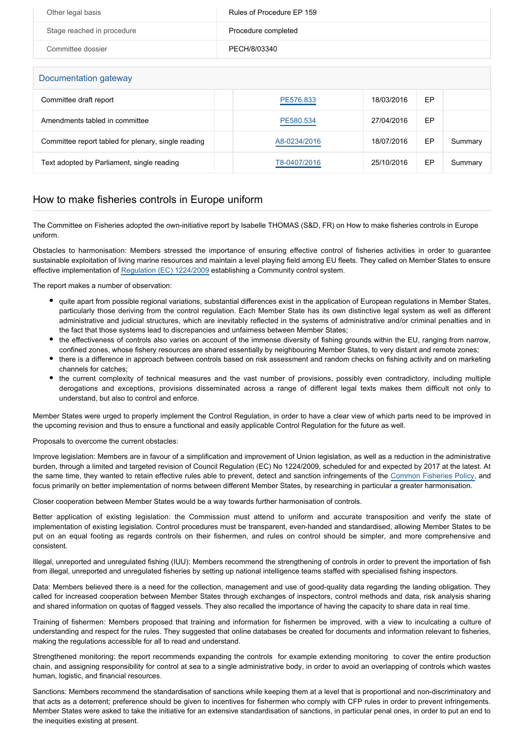| | |
|---|---|
| Other legal basis | Rules of Procedure EP 159 |
| Stage reached in procedure | Procedure completed |
| Committee dossier | PECH/8/03340 |

## Documentation gateway

| | | | | | |
|---|---|---|---|---|---|
| Committee draft report | | PE576.833 | 18/03/2016 | EP | |
| Amendments tabled in committee | | PE580.534 | 27/04/2016 | EP | |
| Committee report tabled for plenary, single reading | | A8-0234/2016 | 18/07/2016 | EP | Summary |
| Text adopted by Parliament, single reading | | T8-0407/2016 | 25/10/2016 | EP | Summary |

## How to make fisheries controls in Europe uniform

The Committee on Fisheries adopted the own-initiative report by Isabelle THOMAS (S&D, FR) on How to make fisheries controls in Europe uniform.

Obstacles to harmonisation: Members stressed the importance of ensuring effective control of fisheries activities in order to guarantee sustainable exploitation of living marine resources and maintain a level playing field among EU fleets. They called on Member States to ensure effective implementation of Regulation (EC) 1224/2009 establishing a Community control system.

The report makes a number of observation:

- quite apart from possible regional variations, substantial differences exist in the application of European regulations in Member States, particularly those deriving from the control regulation. Each Member State has its own distinctive legal system as well as different administrative and judicial structures, which are inevitably reflected in the systems of administrative and/or criminal penalties and in the fact that those systems lead to discrepancies and unfairness between Member States;
- the effectiveness of controls also varies on account of the immense diversity of fishing grounds within the EU, ranging from narrow, confined zones, whose fishery resources are shared essentially by neighbouring Member States, to very distant and remote zones;
- there is a difference in approach between controls based on risk assessment and random checks on fishing activity and on marketing channels for catches;
- the current complexity of technical measures and the vast number of provisions, possibly even contradictory, including multiple derogations and exceptions, provisions disseminated across a range of different legal texts makes them difficult not only to understand, but also to control and enforce.

Member States were urged to properly implement the Control Regulation, in order to have a clear view of which parts need to be improved in the upcoming revision and thus to ensure a functional and easily applicable Control Regulation for the future as well.

Proposals to overcome the current obstacles:

Improve legislation: Members are in favour of a simplification and improvement of Union legislation, as well as a reduction in the administrative burden, through a limited and targeted revision of Council Regulation (EC) No 1224/2009, scheduled for and expected by 2017 at the latest. At the same time, they wanted to retain effective rules able to prevent, detect and sanction infringements of the Common Fisheries Policy, and focus primarily on better implementation of norms between different Member States, by researching in particular a greater harmonisation.

Closer cooperation between Member States would be a way towards further harmonisation of controls.

Better application of existing legislation: the Commission must attend to uniform and accurate transposition and verify the state of implementation of existing legislation. Control procedures must be transparent, even-handed and standardised, allowing Member States to be put on an equal footing as regards controls on their fishermen, and rules on control should be simpler, and more comprehensive and consistent.

Illegal, unreported and unregulated fishing (IUU): Members recommend the strengthening of controls in order to prevent the importation of fish from illegal, unreported and unregulated fisheries by setting up national intelligence teams staffed with specialised fishing inspectors.

Data: Members believed there is a need for the collection, management and use of good-quality data regarding the landing obligation. They called for increased cooperation between Member States through exchanges of inspectors, control methods and data, risk analysis sharing and shared information on quotas of flagged vessels. They also recalled the importance of having the capacity to share data in real time.

Training of fishermen: Members proposed that training and information for fishermen be improved, with a view to inculcating a culture of understanding and respect for the rules. They suggested that online databases be created for documents and information relevant to fisheries, making the regulations accessible for all to read and understand.

Strengthened monitoring: the report recommends expanding the controls for example extending monitoring to cover the entire production chain, and assigning responsibility for control at sea to a single administrative body, in order to avoid an overlapping of controls which wastes human, logistic, and financial resources.

Sanctions: Members recommend the standardisation of sanctions while keeping them at a level that is proportional and non-discriminatory and that acts as a deterrent; preference should be given to incentives for fishermen who comply with CFP rules in order to prevent infringements. Member States were asked to take the initiative for an extensive standardisation of sanctions, in particular penal ones, in order to put an end to the inequities existing at present.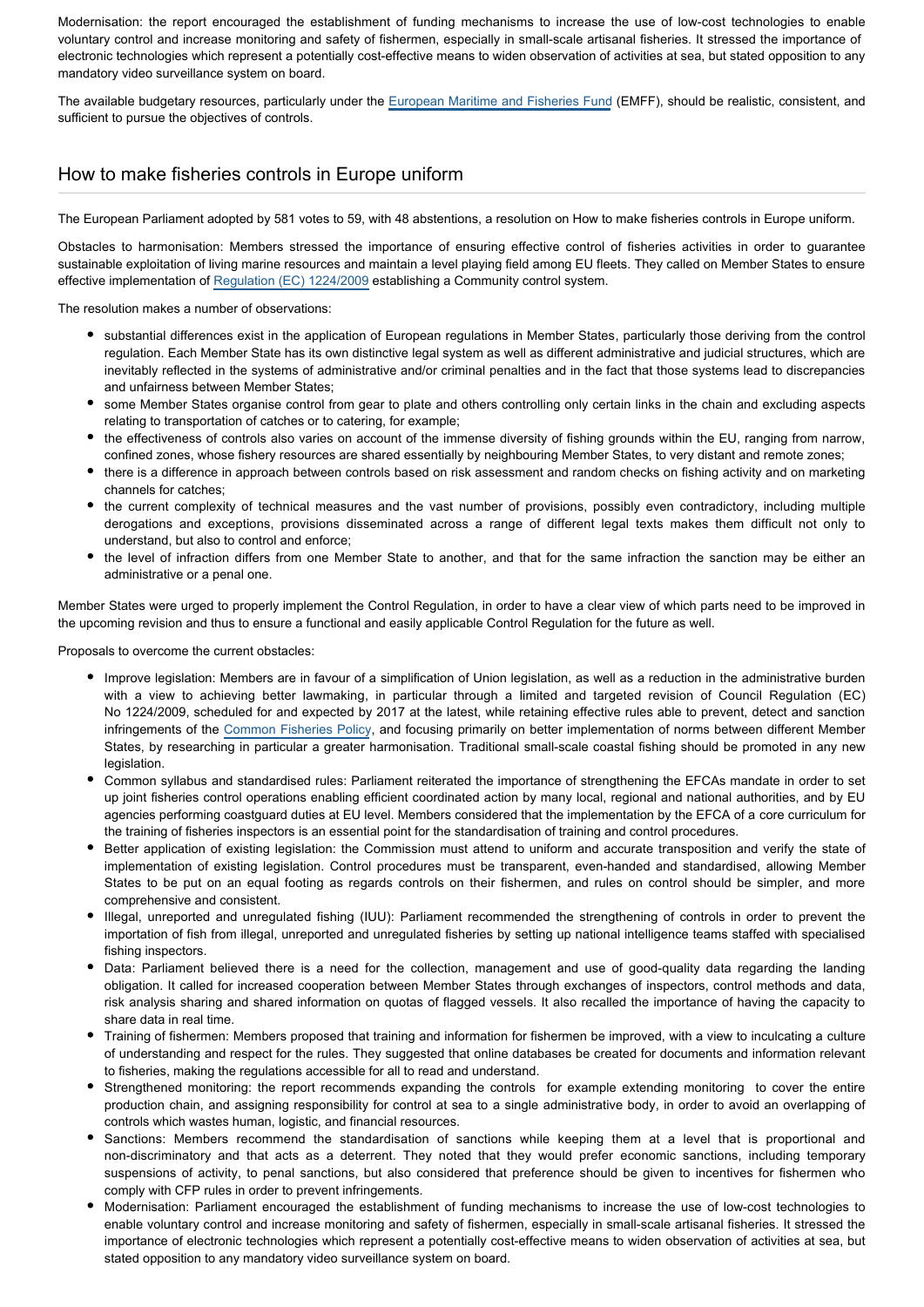Modernisation: the report encouraged the establishment of funding mechanisms to increase the use of low-cost technologies to enable voluntary control and increase monitoring and safety of fishermen, especially in small-scale artisanal fisheries. It stressed the importance of electronic technologies which represent a potentially cost-effective means to widen observation of activities at sea, but stated opposition to any mandatory video surveillance system on board.

The available budgetary resources, particularly under the European Maritime and Fisheries Fund (EMFF), should be realistic, consistent, and sufficient to pursue the objectives of controls.

## How to make fisheries controls in Europe uniform

The European Parliament adopted by 581 votes to 59, with 48 abstentions, a resolution on How to make fisheries controls in Europe uniform.

Obstacles to harmonisation: Members stressed the importance of ensuring effective control of fisheries activities in order to guarantee sustainable exploitation of living marine resources and maintain a level playing field among EU fleets. They called on Member States to ensure effective implementation of Regulation (EC) 1224/2009 establishing a Community control system.

The resolution makes a number of observations:

- substantial differences exist in the application of European regulations in Member States, particularly those deriving from the control regulation. Each Member State has its own distinctive legal system as well as different administrative and judicial structures, which are inevitably reflected in the systems of administrative and/or criminal penalties and in the fact that those systems lead to discrepancies and unfairness between Member States;
- some Member States organise control from gear to plate and others controlling only certain links in the chain and excluding aspects relating to transportation of catches or to catering, for example;
- the effectiveness of controls also varies on account of the immense diversity of fishing grounds within the EU, ranging from narrow, confined zones, whose fishery resources are shared essentially by neighbouring Member States, to very distant and remote zones;
- there is a difference in approach between controls based on risk assessment and random checks on fishing activity and on marketing channels for catches;
- the current complexity of technical measures and the vast number of provisions, possibly even contradictory, including multiple derogations and exceptions, provisions disseminated across a range of different legal texts makes them difficult not only to understand, but also to control and enforce;
- the level of infraction differs from one Member State to another, and that for the same infraction the sanction may be either an administrative or a penal one.

Member States were urged to properly implement the Control Regulation, in order to have a clear view of which parts need to be improved in the upcoming revision and thus to ensure a functional and easily applicable Control Regulation for the future as well.

Proposals to overcome the current obstacles:

- Improve legislation: Members are in favour of a simplification of Union legislation, as well as a reduction in the administrative burden with a view to achieving better lawmaking, in particular through a limited and targeted revision of Council Regulation (EC) No 1224/2009, scheduled for and expected by 2017 at the latest, while retaining effective rules able to prevent, detect and sanction infringements of the Common Fisheries Policy, and focusing primarily on better implementation of norms between different Member States, by researching in particular a greater harmonisation. Traditional small-scale coastal fishing should be promoted in any new legislation.
- Common syllabus and standardised rules: Parliament reiterated the importance of strengthening the EFCAs mandate in order to set up joint fisheries control operations enabling efficient coordinated action by many local, regional and national authorities, and by EU agencies performing coastguard duties at EU level. Members considered that the implementation by the EFCA of a core curriculum for the training of fisheries inspectors is an essential point for the standardisation of training and control procedures.
- Better application of existing legislation: the Commission must attend to uniform and accurate transposition and verify the state of implementation of existing legislation. Control procedures must be transparent, even-handed and standardised, allowing Member States to be put on an equal footing as regards controls on their fishermen, and rules on control should be simpler, and more comprehensive and consistent.
- Illegal, unreported and unregulated fishing (IUU): Parliament recommended the strengthening of controls in order to prevent the importation of fish from illegal, unreported and unregulated fisheries by setting up national intelligence teams staffed with specialised fishing inspectors.
- Data: Parliament believed there is a need for the collection, management and use of good-quality data regarding the landing obligation. It called for increased cooperation between Member States through exchanges of inspectors, control methods and data, risk analysis sharing and shared information on quotas of flagged vessels. It also recalled the importance of having the capacity to share data in real time.
- Training of fishermen: Members proposed that training and information for fishermen be improved, with a view to inculcating a culture of understanding and respect for the rules. They suggested that online databases be created for documents and information relevant to fisheries, making the regulations accessible for all to read and understand.
- Strengthened monitoring: the report recommends expanding the controls for example extending monitoring to cover the entire production chain, and assigning responsibility for control at sea to a single administrative body, in order to avoid an overlapping of controls which wastes human, logistic, and financial resources.
- Sanctions: Members recommend the standardisation of sanctions while keeping them at a level that is proportional and non-discriminatory and that acts as a deterrent. They noted that they would prefer economic sanctions, including temporary suspensions of activity, to penal sanctions, but also considered that preference should be given to incentives for fishermen who comply with CFP rules in order to prevent infringements.
- Modernisation: Parliament encouraged the establishment of funding mechanisms to increase the use of low-cost technologies to enable voluntary control and increase monitoring and safety of fishermen, especially in small-scale artisanal fisheries. It stressed the importance of electronic technologies which represent a potentially cost-effective means to widen observation of activities at sea, but stated opposition to any mandatory video surveillance system on board.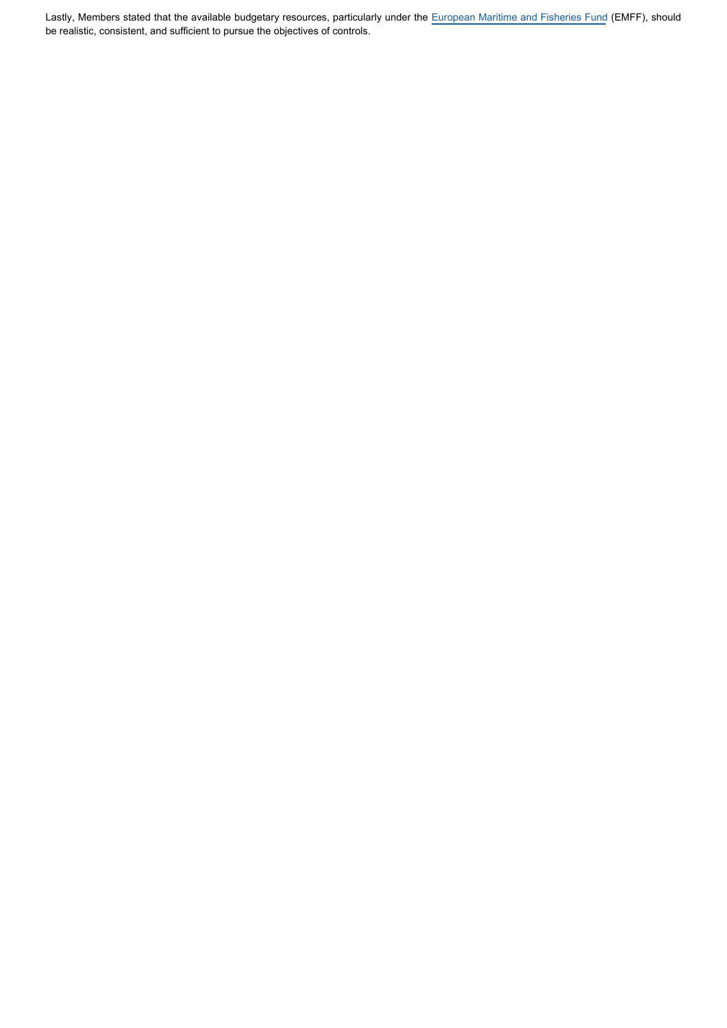Lastly, Members stated that the available budgetary resources, particularly under the European Maritime and Fisheries Fund (EMFF), should be realistic, consistent, and sufficient to pursue the objectives of controls.